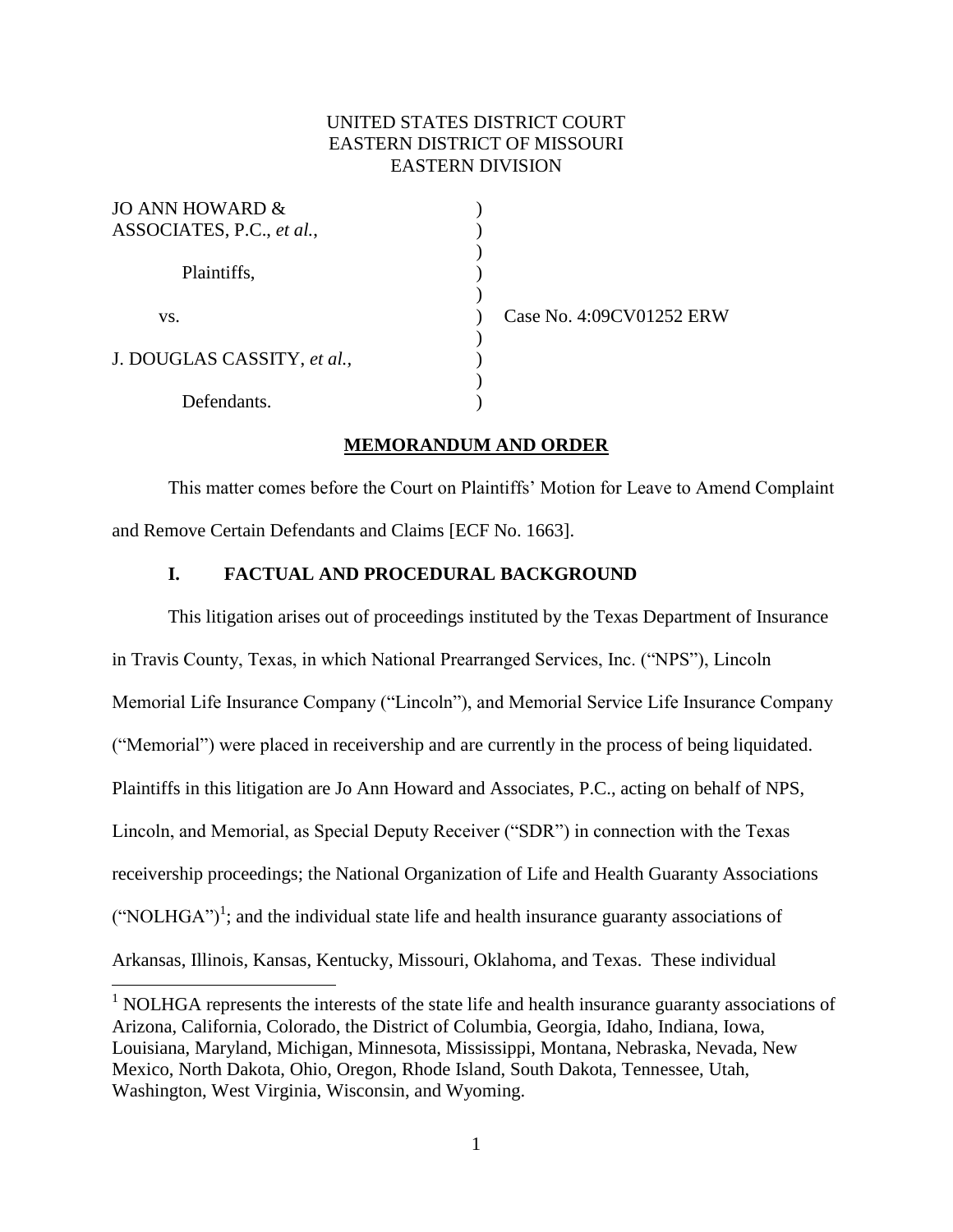UNITED STATES DISTRICT COURT
EASTERN DISTRICT OF MISSOURI
EASTERN DIVISION

| | | |
|---|---|---|
| JO ANN HOWARD & ASSOCIATES, P.C., *et al.*, | ) | |
| Plaintiffs, | ) | |
| vs. | ) | Case No. 4:09CV01252 ERW |
| J. DOUGLAS CASSITY, *et al.*, | ) | |
| Defendants. | ) | |

**MEMORANDUM AND ORDER**

This matter comes before the Court on Plaintiffs' Motion for Leave to Amend Complaint and Remove Certain Defendants and Claims [ECF No. 1663].

## I. FACTUAL AND PROCEDURAL BACKGROUND

This litigation arises out of proceedings instituted by the Texas Department of Insurance in Travis County, Texas, in which National Prearranged Services, Inc. ("NPS"), Lincoln Memorial Life Insurance Company ("Lincoln"), and Memorial Service Life Insurance Company ("Memorial") were placed in receivership and are currently in the process of being liquidated. Plaintiffs in this litigation are Jo Ann Howard and Associates, P.C., acting on behalf of NPS, Lincoln, and Memorial, as Special Deputy Receiver ("SDR") in connection with the Texas receivership proceedings; the National Organization of Life and Health Guaranty Associations ("NOLHGA")[1]; and the individual state life and health insurance guaranty associations of Arkansas, Illinois, Kansas, Kentucky, Missouri, Oklahoma, and Texas. These individual

[1] NOLHGA represents the interests of the state life and health insurance guaranty associations of Arizona, California, Colorado, the District of Columbia, Georgia, Idaho, Indiana, Iowa, Louisiana, Maryland, Michigan, Minnesota, Mississippi, Montana, Nebraska, Nevada, New Mexico, North Dakota, Ohio, Oregon, Rhode Island, South Dakota, Tennessee, Utah, Washington, West Virginia, Wisconsin, and Wyoming.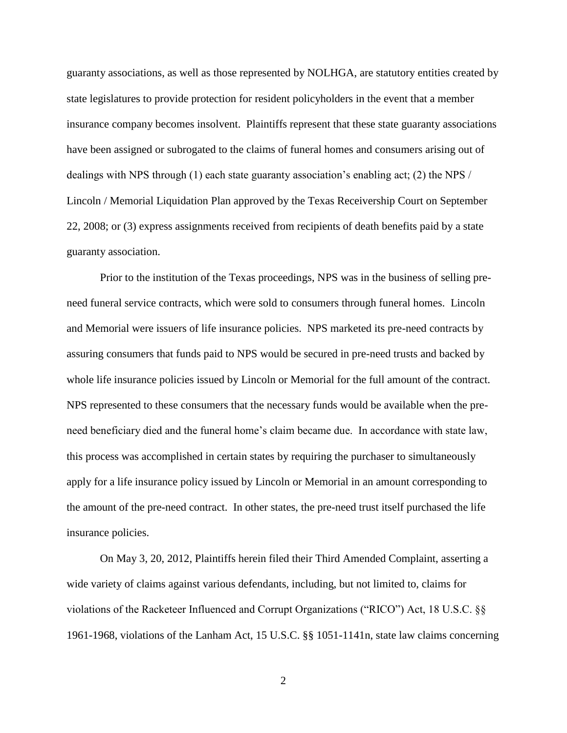guaranty associations, as well as those represented by NOLHGA, are statutory entities created by state legislatures to provide protection for resident policyholders in the event that a member insurance company becomes insolvent. Plaintiffs represent that these state guaranty associations have been assigned or subrogated to the claims of funeral homes and consumers arising out of dealings with NPS through (1) each state guaranty association's enabling act; (2) the NPS / Lincoln / Memorial Liquidation Plan approved by the Texas Receivership Court on September 22, 2008; or (3) express assignments received from recipients of death benefits paid by a state guaranty association.

Prior to the institution of the Texas proceedings, NPS was in the business of selling pre-need funeral service contracts, which were sold to consumers through funeral homes. Lincoln and Memorial were issuers of life insurance policies. NPS marketed its pre-need contracts by assuring consumers that funds paid to NPS would be secured in pre-need trusts and backed by whole life insurance policies issued by Lincoln or Memorial for the full amount of the contract. NPS represented to these consumers that the necessary funds would be available when the pre-need beneficiary died and the funeral home's claim became due. In accordance with state law, this process was accomplished in certain states by requiring the purchaser to simultaneously apply for a life insurance policy issued by Lincoln or Memorial in an amount corresponding to the amount of the pre-need contract. In other states, the pre-need trust itself purchased the life insurance policies.

On May 3, 20, 2012, Plaintiffs herein filed their Third Amended Complaint, asserting a wide variety of claims against various defendants, including, but not limited to, claims for violations of the Racketeer Influenced and Corrupt Organizations ("RICO") Act, 18 U.S.C. §§ 1961-1968, violations of the Lanham Act, 15 U.S.C. §§ 1051-1141n, state law claims concerning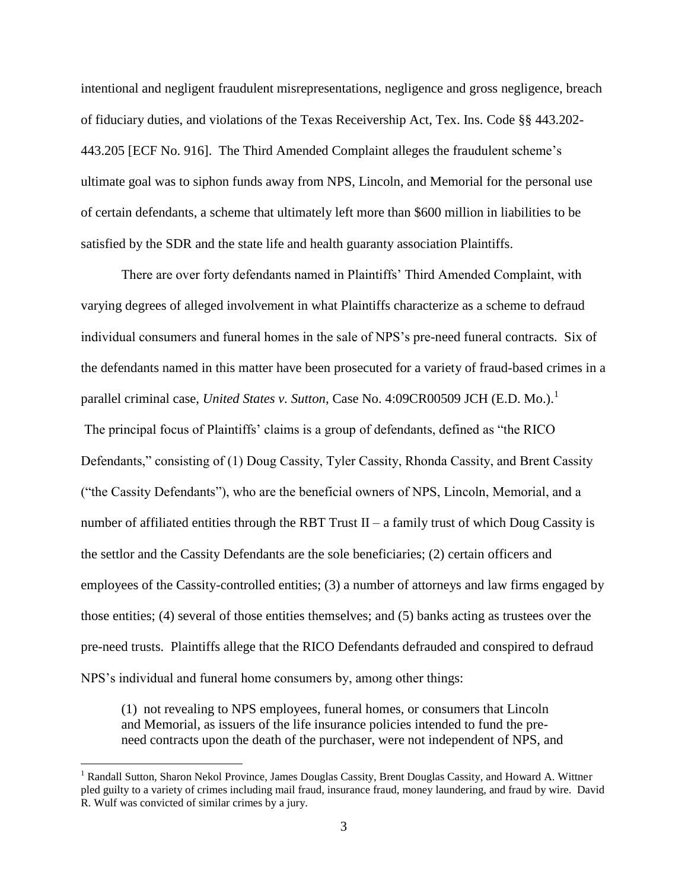intentional and negligent fraudulent misrepresentations, negligence and gross negligence, breach of fiduciary duties, and violations of the Texas Receivership Act, Tex. Ins. Code §§ 443.202-443.205 [ECF No. 916]. The Third Amended Complaint alleges the fraudulent scheme's ultimate goal was to siphon funds away from NPS, Lincoln, and Memorial for the personal use of certain defendants, a scheme that ultimately left more than $600 million in liabilities to be satisfied by the SDR and the state life and health guaranty association Plaintiffs.

There are over forty defendants named in Plaintiffs' Third Amended Complaint, with varying degrees of alleged involvement in what Plaintiffs characterize as a scheme to defraud individual consumers and funeral homes in the sale of NPS's pre-need funeral contracts. Six of the defendants named in this matter have been prosecuted for a variety of fraud-based crimes in a parallel criminal case, *United States v. Sutton*, Case No. 4:09CR00509 JCH (E.D. Mo.).[1]

The principal focus of Plaintiffs' claims is a group of defendants, defined as "the RICO Defendants," consisting of (1) Doug Cassity, Tyler Cassity, Rhonda Cassity, and Brent Cassity ("the Cassity Defendants"), who are the beneficial owners of NPS, Lincoln, Memorial, and a number of affiliated entities through the RBT Trust II – a family trust of which Doug Cassity is the settlor and the Cassity Defendants are the sole beneficiaries; (2) certain officers and employees of the Cassity-controlled entities; (3) a number of attorneys and law firms engaged by those entities; (4) several of those entities themselves; and (5) banks acting as trustees over the pre-need trusts. Plaintiffs allege that the RICO Defendants defrauded and conspired to defraud NPS's individual and funeral home consumers by, among other things:

> (1) not revealing to NPS employees, funeral homes, or consumers that Lincoln and Memorial, as issuers of the life insurance policies intended to fund the pre-need contracts upon the death of the purchaser, were not independent of NPS, and

[1] Randall Sutton, Sharon Nekol Province, James Douglas Cassity, Brent Douglas Cassity, and Howard A. Wittner pled guilty to a variety of crimes including mail fraud, insurance fraud, money laundering, and fraud by wire. David R. Wulf was convicted of similar crimes by a jury.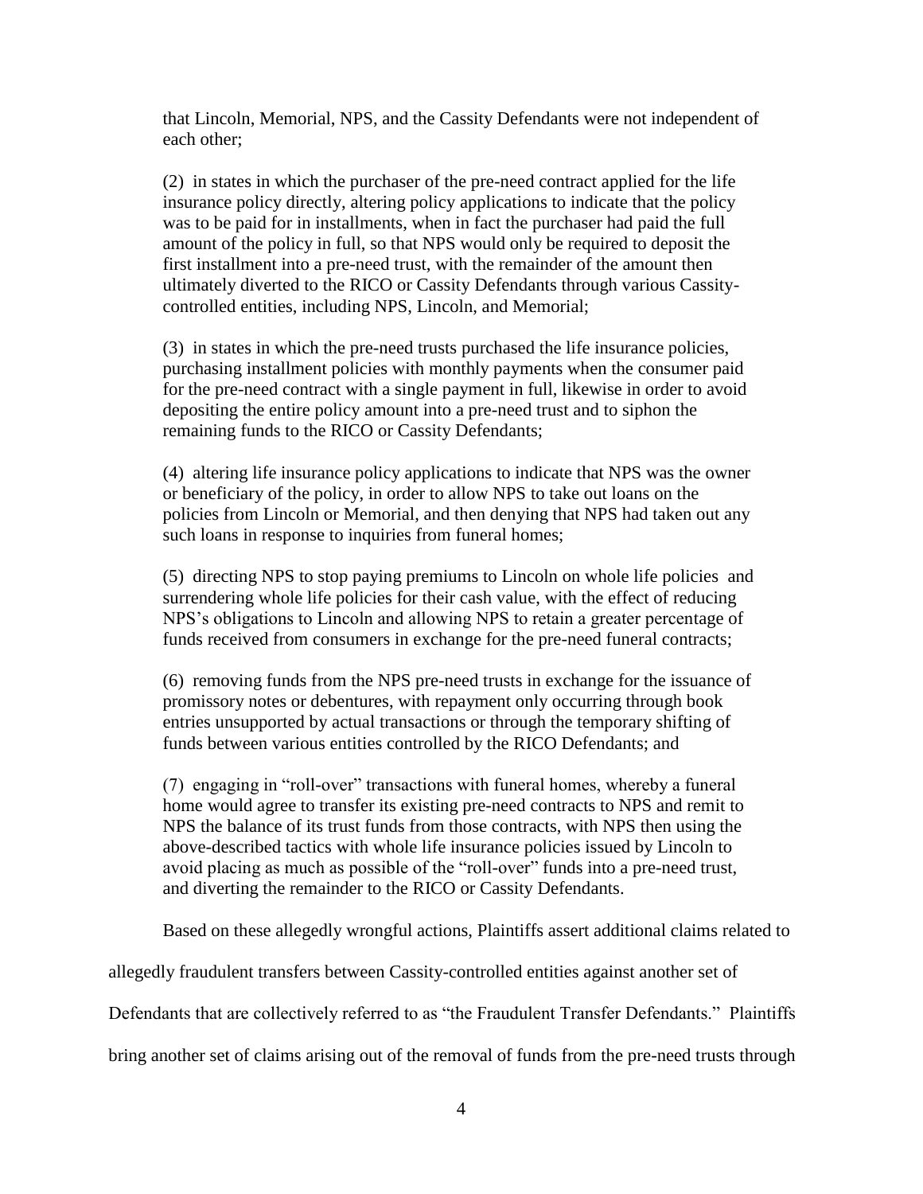that Lincoln, Memorial, NPS, and the Cassity Defendants were not independent of each other;

(2) in states in which the purchaser of the pre-need contract applied for the life insurance policy directly, altering policy applications to indicate that the policy was to be paid for in installments, when in fact the purchaser had paid the full amount of the policy in full, so that NPS would only be required to deposit the first installment into a pre-need trust, with the remainder of the amount then ultimately diverted to the RICO or Cassity Defendants through various Cassity-controlled entities, including NPS, Lincoln, and Memorial;

(3) in states in which the pre-need trusts purchased the life insurance policies, purchasing installment policies with monthly payments when the consumer paid for the pre-need contract with a single payment in full, likewise in order to avoid depositing the entire policy amount into a pre-need trust and to siphon the remaining funds to the RICO or Cassity Defendants;

(4) altering life insurance policy applications to indicate that NPS was the owner or beneficiary of the policy, in order to allow NPS to take out loans on the policies from Lincoln or Memorial, and then denying that NPS had taken out any such loans in response to inquiries from funeral homes;

(5) directing NPS to stop paying premiums to Lincoln on whole life policies and surrendering whole life policies for their cash value, with the effect of reducing NPS's obligations to Lincoln and allowing NPS to retain a greater percentage of funds received from consumers in exchange for the pre-need funeral contracts;

(6) removing funds from the NPS pre-need trusts in exchange for the issuance of promissory notes or debentures, with repayment only occurring through book entries unsupported by actual transactions or through the temporary shifting of funds between various entities controlled by the RICO Defendants; and

(7) engaging in "roll-over" transactions with funeral homes, whereby a funeral home would agree to transfer its existing pre-need contracts to NPS and remit to NPS the balance of its trust funds from those contracts, with NPS then using the above-described tactics with whole life insurance policies issued by Lincoln to avoid placing as much as possible of the "roll-over" funds into a pre-need trust, and diverting the remainder to the RICO or Cassity Defendants.

Based on these allegedly wrongful actions, Plaintiffs assert additional claims related to allegedly fraudulent transfers between Cassity-controlled entities against another set of Defendants that are collectively referred to as "the Fraudulent Transfer Defendants." Plaintiffs bring another set of claims arising out of the removal of funds from the pre-need trusts through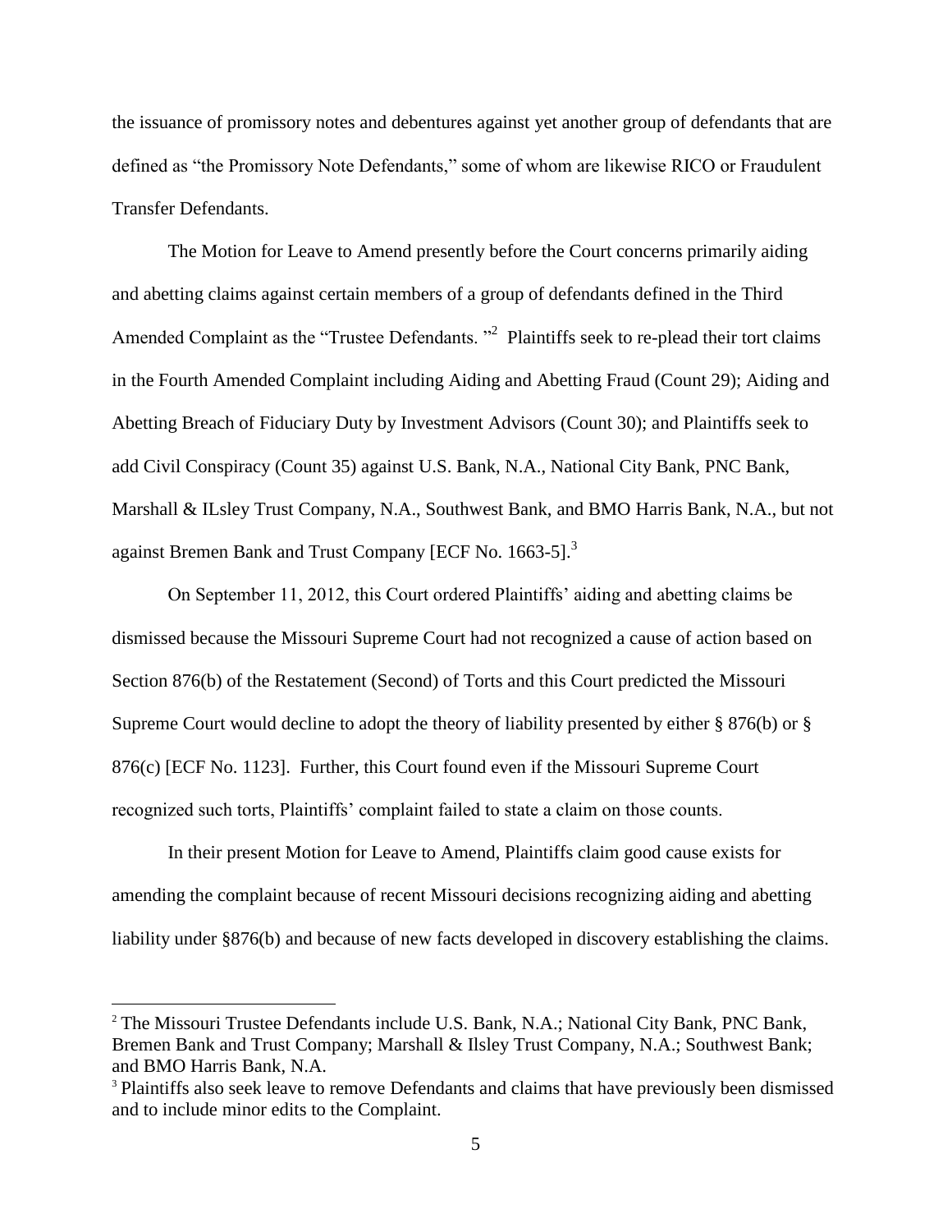the issuance of promissory notes and debentures against yet another group of defendants that are defined as "the Promissory Note Defendants," some of whom are likewise RICO or Fraudulent Transfer Defendants.

The Motion for Leave to Amend presently before the Court concerns primarily aiding and abetting claims against certain members of a group of defendants defined in the Third Amended Complaint as the "Trustee Defendants. "[2] Plaintiffs seek to re-plead their tort claims in the Fourth Amended Complaint including Aiding and Abetting Fraud (Count 29); Aiding and Abetting Breach of Fiduciary Duty by Investment Advisors (Count 30); and Plaintiffs seek to add Civil Conspiracy (Count 35) against U.S. Bank, N.A., National City Bank, PNC Bank, Marshall & ILsley Trust Company, N.A., Southwest Bank, and BMO Harris Bank, N.A., but not against Bremen Bank and Trust Company [ECF No. 1663-5].[3]

On September 11, 2012, this Court ordered Plaintiffs' aiding and abetting claims be dismissed because the Missouri Supreme Court had not recognized a cause of action based on Section 876(b) of the Restatement (Second) of Torts and this Court predicted the Missouri Supreme Court would decline to adopt the theory of liability presented by either § 876(b) or § 876(c) [ECF No. 1123]. Further, this Court found even if the Missouri Supreme Court recognized such torts, Plaintiffs' complaint failed to state a claim on those counts.

In their present Motion for Leave to Amend, Plaintiffs claim good cause exists for amending the complaint because of recent Missouri decisions recognizing aiding and abetting liability under §876(b) and because of new facts developed in discovery establishing the claims.

---

[2] The Missouri Trustee Defendants include U.S. Bank, N.A.; National City Bank, PNC Bank, Bremen Bank and Trust Company; Marshall & Ilsley Trust Company, N.A.; Southwest Bank; and BMO Harris Bank, N.A.

[3] Plaintiffs also seek leave to remove Defendants and claims that have previously been dismissed and to include minor edits to the Complaint.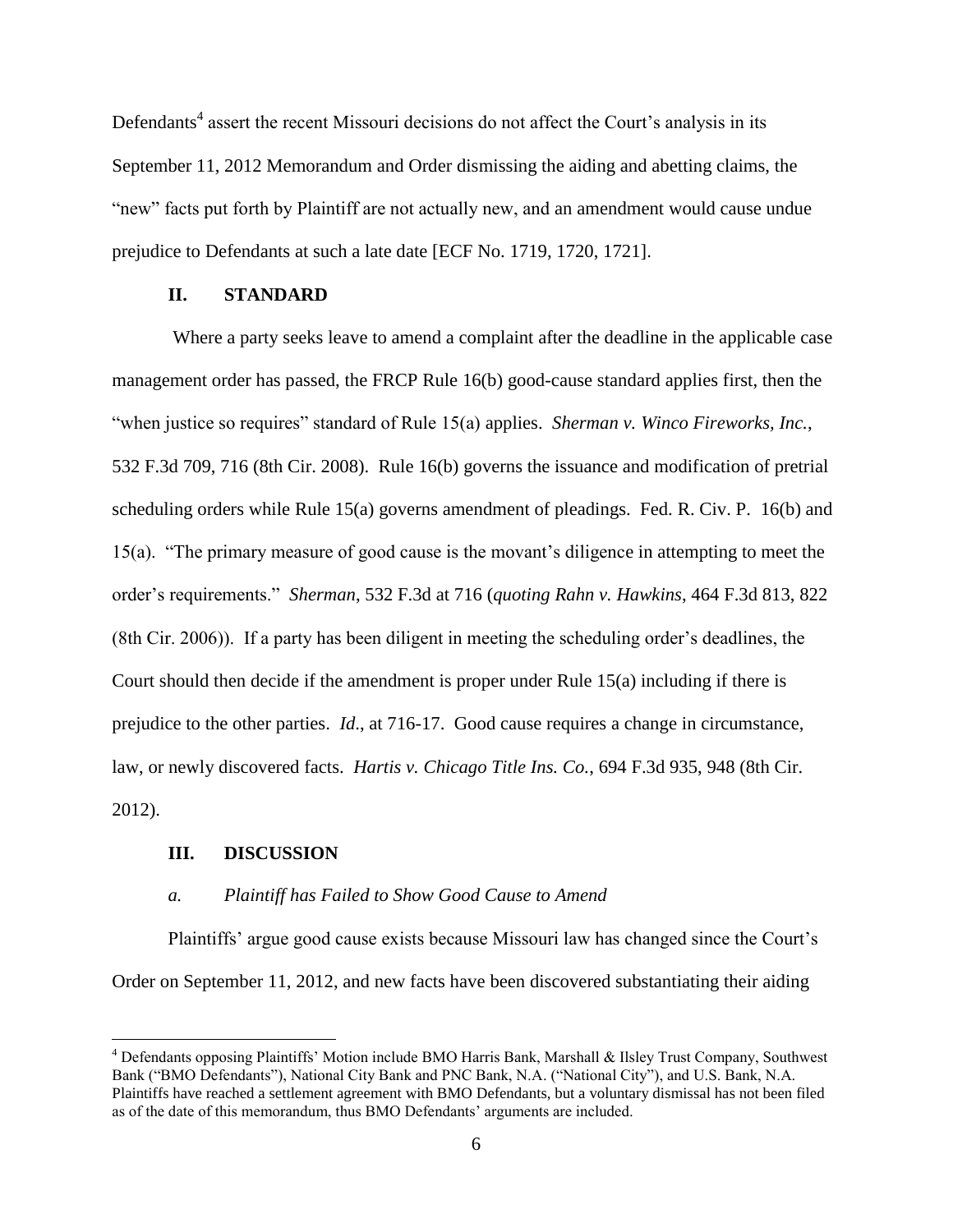Defendants[4] assert the recent Missouri decisions do not affect the Court's analysis in its September 11, 2012 Memorandum and Order dismissing the aiding and abetting claims, the "new" facts put forth by Plaintiff are not actually new, and an amendment would cause undue prejudice to Defendants at such a late date [ECF No. 1719, 1720, 1721].

## II. STANDARD

Where a party seeks leave to amend a complaint after the deadline in the applicable case management order has passed, the FRCP Rule 16(b) good-cause standard applies first, then the "when justice so requires" standard of Rule 15(a) applies. *Sherman v. Winco Fireworks, Inc.*, 532 F.3d 709, 716 (8th Cir. 2008). Rule 16(b) governs the issuance and modification of pretrial scheduling orders while Rule 15(a) governs amendment of pleadings. Fed. R. Civ. P. 16(b) and 15(a). "The primary measure of good cause is the movant's diligence in attempting to meet the order's requirements." *Sherman*, 532 F.3d at 716 (*quoting Rahn v. Hawkins*, 464 F.3d 813, 822 (8th Cir. 2006)). If a party has been diligent in meeting the scheduling order's deadlines, the Court should then decide if the amendment is proper under Rule 15(a) including if there is prejudice to the other parties. *Id*., at 716-17. Good cause requires a change in circumstance, law, or newly discovered facts. *Hartis v. Chicago Title Ins. Co.*, 694 F.3d 935, 948 (8th Cir. 2012).

## III. DISCUSSION

### *a. Plaintiff has Failed to Show Good Cause to Amend*

Plaintiffs' argue good cause exists because Missouri law has changed since the Court's Order on September 11, 2012, and new facts have been discovered substantiating their aiding

[4] Defendants opposing Plaintiffs' Motion include BMO Harris Bank, Marshall & Ilsley Trust Company, Southwest Bank ("BMO Defendants"), National City Bank and PNC Bank, N.A. ("National City"), and U.S. Bank, N.A. Plaintiffs have reached a settlement agreement with BMO Defendants, but a voluntary dismissal has not been filed as of the date of this memorandum, thus BMO Defendants' arguments are included.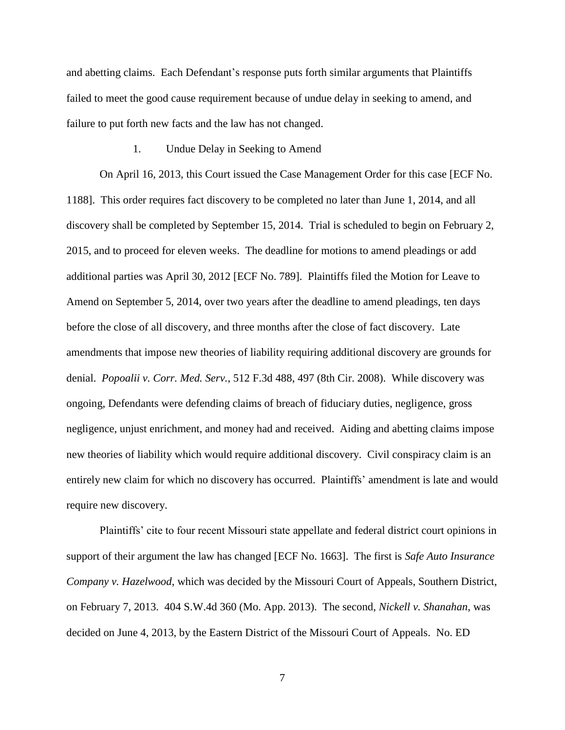and abetting claims. Each Defendant's response puts forth similar arguments that Plaintiffs failed to meet the good cause requirement because of undue delay in seeking to amend, and failure to put forth new facts and the law has not changed.

1. Undue Delay in Seeking to Amend

On April 16, 2013, this Court issued the Case Management Order for this case [ECF No. 1188]. This order requires fact discovery to be completed no later than June 1, 2014, and all discovery shall be completed by September 15, 2014. Trial is scheduled to begin on February 2, 2015, and to proceed for eleven weeks. The deadline for motions to amend pleadings or add additional parties was April 30, 2012 [ECF No. 789]. Plaintiffs filed the Motion for Leave to Amend on September 5, 2014, over two years after the deadline to amend pleadings, ten days before the close of all discovery, and three months after the close of fact discovery. Late amendments that impose new theories of liability requiring additional discovery are grounds for denial. *Popoalii v. Corr. Med. Serv.*, 512 F.3d 488, 497 (8th Cir. 2008). While discovery was ongoing, Defendants were defending claims of breach of fiduciary duties, negligence, gross negligence, unjust enrichment, and money had and received. Aiding and abetting claims impose new theories of liability which would require additional discovery. Civil conspiracy claim is an entirely new claim for which no discovery has occurred. Plaintiffs' amendment is late and would require new discovery.

Plaintiffs' cite to four recent Missouri state appellate and federal district court opinions in support of their argument the law has changed [ECF No. 1663]. The first is *Safe Auto Insurance Company v. Hazelwood*, which was decided by the Missouri Court of Appeals, Southern District, on February 7, 2013. 404 S.W.4d 360 (Mo. App. 2013). The second, *Nickell v. Shanahan*, was decided on June 4, 2013, by the Eastern District of the Missouri Court of Appeals. No. ED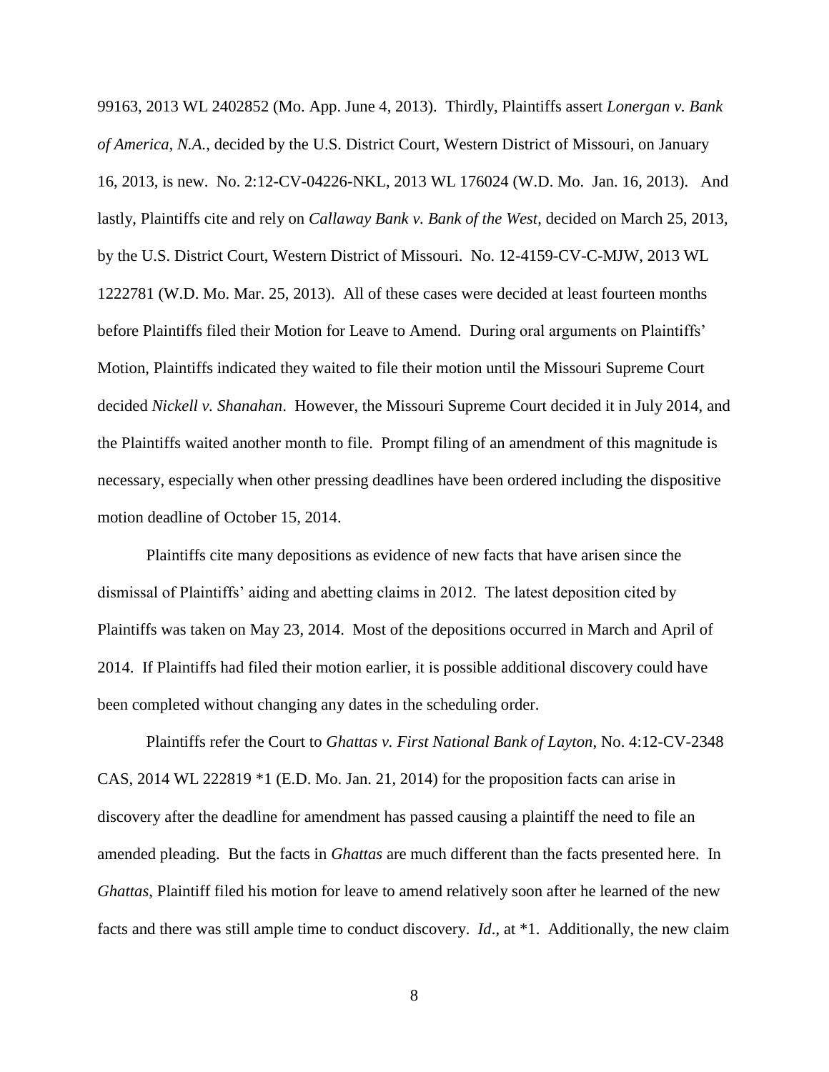99163, 2013 WL 2402852 (Mo. App. June 4, 2013). Thirdly, Plaintiffs assert *Lonergan v. Bank of America, N.A.*, decided by the U.S. District Court, Western District of Missouri, on January 16, 2013, is new. No. 2:12-CV-04226-NKL, 2013 WL 176024 (W.D. Mo. Jan. 16, 2013). And lastly, Plaintiffs cite and rely on *Callaway Bank v. Bank of the West*, decided on March 25, 2013, by the U.S. District Court, Western District of Missouri. No. 12-4159-CV-C-MJW, 2013 WL 1222781 (W.D. Mo. Mar. 25, 2013). All of these cases were decided at least fourteen months before Plaintiffs filed their Motion for Leave to Amend. During oral arguments on Plaintiffs' Motion, Plaintiffs indicated they waited to file their motion until the Missouri Supreme Court decided *Nickell v. Shanahan*. However, the Missouri Supreme Court decided it in July 2014, and the Plaintiffs waited another month to file. Prompt filing of an amendment of this magnitude is necessary, especially when other pressing deadlines have been ordered including the dispositive motion deadline of October 15, 2014.

Plaintiffs cite many depositions as evidence of new facts that have arisen since the dismissal of Plaintiffs' aiding and abetting claims in 2012. The latest deposition cited by Plaintiffs was taken on May 23, 2014. Most of the depositions occurred in March and April of 2014. If Plaintiffs had filed their motion earlier, it is possible additional discovery could have been completed without changing any dates in the scheduling order.

Plaintiffs refer the Court to *Ghattas v. First National Bank of Layton*, No. 4:12-CV-2348 CAS, 2014 WL 222819 *1 (E.D. Mo. Jan. 21, 2014) for the proposition facts can arise in discovery after the deadline for amendment has passed causing a plaintiff the need to file an amended pleading. But the facts in *Ghattas* are much different than the facts presented here. In *Ghattas*, Plaintiff filed his motion for leave to amend relatively soon after he learned of the new facts and there was still ample time to conduct discovery. *Id.*, at *1. Additionally, the new claim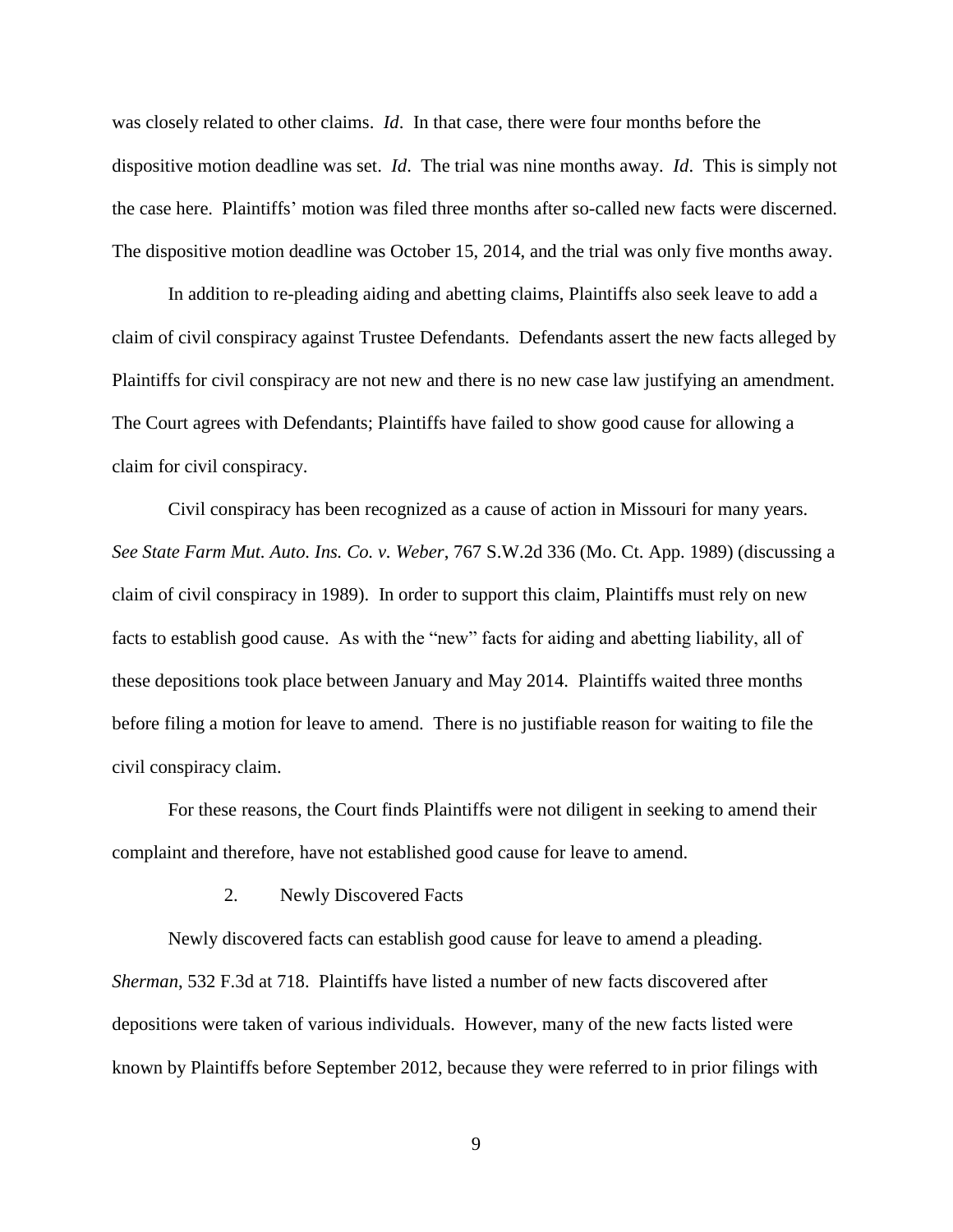was closely related to other claims. *Id*. In that case, there were four months before the dispositive motion deadline was set. *Id*. The trial was nine months away. *Id*. This is simply not the case here. Plaintiffs' motion was filed three months after so-called new facts were discerned. The dispositive motion deadline was October 15, 2014, and the trial was only five months away.

In addition to re-pleading aiding and abetting claims, Plaintiffs also seek leave to add a claim of civil conspiracy against Trustee Defendants. Defendants assert the new facts alleged by Plaintiffs for civil conspiracy are not new and there is no new case law justifying an amendment. The Court agrees with Defendants; Plaintiffs have failed to show good cause for allowing a claim for civil conspiracy.

Civil conspiracy has been recognized as a cause of action in Missouri for many years. *See State Farm Mut. Auto. Ins. Co. v. Weber*, 767 S.W.2d 336 (Mo. Ct. App. 1989) (discussing a claim of civil conspiracy in 1989). In order to support this claim, Plaintiffs must rely on new facts to establish good cause. As with the "new" facts for aiding and abetting liability, all of these depositions took place between January and May 2014. Plaintiffs waited three months before filing a motion for leave to amend. There is no justifiable reason for waiting to file the civil conspiracy claim.

For these reasons, the Court finds Plaintiffs were not diligent in seeking to amend their complaint and therefore, have not established good cause for leave to amend.

### 2. Newly Discovered Facts

Newly discovered facts can establish good cause for leave to amend a pleading. *Sherman*, 532 F.3d at 718. Plaintiffs have listed a number of new facts discovered after depositions were taken of various individuals. However, many of the new facts listed were known by Plaintiffs before September 2012, because they were referred to in prior filings with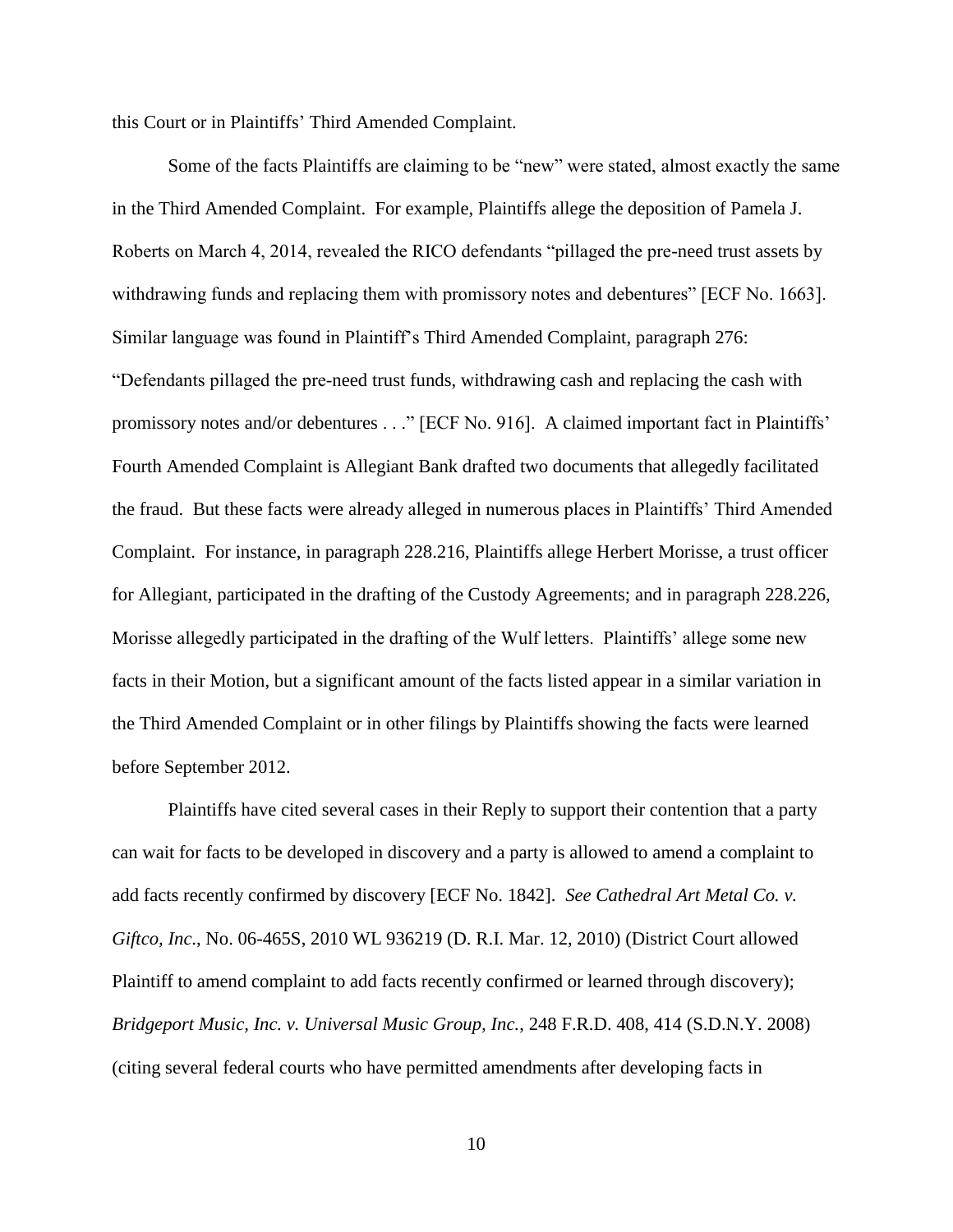this Court or in Plaintiffs' Third Amended Complaint.

Some of the facts Plaintiffs are claiming to be "new" were stated, almost exactly the same in the Third Amended Complaint. For example, Plaintiffs allege the deposition of Pamela J. Roberts on March 4, 2014, revealed the RICO defendants "pillaged the pre-need trust assets by withdrawing funds and replacing them with promissory notes and debentures" [ECF No. 1663]. Similar language was found in Plaintiff's Third Amended Complaint, paragraph 276: "Defendants pillaged the pre-need trust funds, withdrawing cash and replacing the cash with promissory notes and/or debentures . . ." [ECF No. 916]. A claimed important fact in Plaintiffs' Fourth Amended Complaint is Allegiant Bank drafted two documents that allegedly facilitated the fraud. But these facts were already alleged in numerous places in Plaintiffs' Third Amended Complaint. For instance, in paragraph 228.216, Plaintiffs allege Herbert Morisse, a trust officer for Allegiant, participated in the drafting of the Custody Agreements; and in paragraph 228.226, Morisse allegedly participated in the drafting of the Wulf letters. Plaintiffs' allege some new facts in their Motion, but a significant amount of the facts listed appear in a similar variation in the Third Amended Complaint or in other filings by Plaintiffs showing the facts were learned before September 2012.

Plaintiffs have cited several cases in their Reply to support their contention that a party can wait for facts to be developed in discovery and a party is allowed to amend a complaint to add facts recently confirmed by discovery [ECF No. 1842]. *See Cathedral Art Metal Co. v. Giftco, Inc.*, No. 06-465S, 2010 WL 936219 (D. R.I. Mar. 12, 2010) (District Court allowed Plaintiff to amend complaint to add facts recently confirmed or learned through discovery); *Bridgeport Music, Inc. v. Universal Music Group, Inc.*, 248 F.R.D. 408, 414 (S.D.N.Y. 2008) (citing several federal courts who have permitted amendments after developing facts in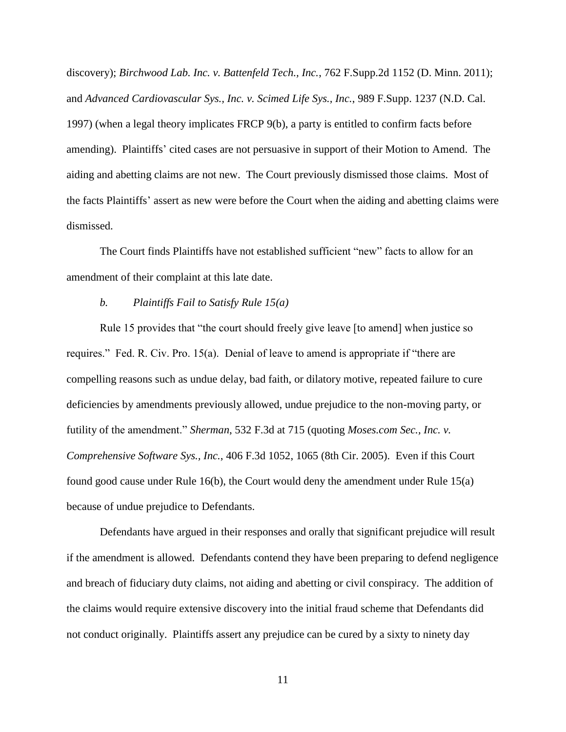discovery); *Birchwood Lab. Inc. v. Battenfeld Tech., Inc.*, 762 F.Supp.2d 1152 (D. Minn. 2011); and *Advanced Cardiovascular Sys., Inc. v. Scimed Life Sys., Inc.*, 989 F.Supp. 1237 (N.D. Cal. 1997) (when a legal theory implicates FRCP 9(b), a party is entitled to confirm facts before amending). Plaintiffs' cited cases are not persuasive in support of their Motion to Amend. The aiding and abetting claims are not new. The Court previously dismissed those claims. Most of the facts Plaintiffs' assert as new were before the Court when the aiding and abetting claims were dismissed.

The Court finds Plaintiffs have not established sufficient "new" facts to allow for an amendment of their complaint at this late date.

*b. Plaintiffs Fail to Satisfy Rule 15(a)*

Rule 15 provides that "the court should freely give leave [to amend] when justice so requires." Fed. R. Civ. Pro. 15(a). Denial of leave to amend is appropriate if "there are compelling reasons such as undue delay, bad faith, or dilatory motive, repeated failure to cure deficiencies by amendments previously allowed, undue prejudice to the non-moving party, or futility of the amendment." *Sherman*, 532 F.3d at 715 (quoting *Moses.com Sec., Inc. v. Comprehensive Software Sys., Inc.*, 406 F.3d 1052, 1065 (8th Cir. 2005). Even if this Court found good cause under Rule 16(b), the Court would deny the amendment under Rule 15(a) because of undue prejudice to Defendants.

Defendants have argued in their responses and orally that significant prejudice will result if the amendment is allowed. Defendants contend they have been preparing to defend negligence and breach of fiduciary duty claims, not aiding and abetting or civil conspiracy. The addition of the claims would require extensive discovery into the initial fraud scheme that Defendants did not conduct originally. Plaintiffs assert any prejudice can be cured by a sixty to ninety day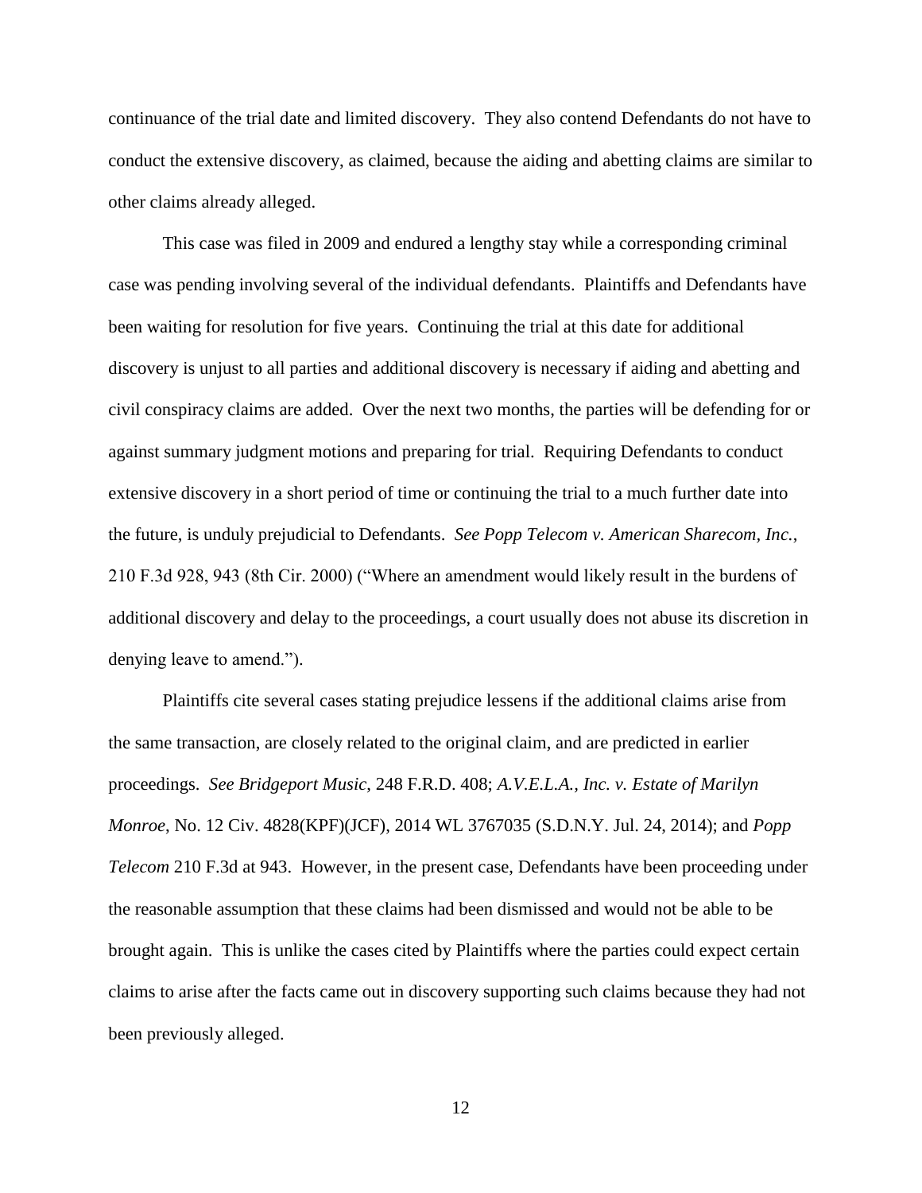continuance of the trial date and limited discovery. They also contend Defendants do not have to conduct the extensive discovery, as claimed, because the aiding and abetting claims are similar to other claims already alleged.

This case was filed in 2009 and endured a lengthy stay while a corresponding criminal case was pending involving several of the individual defendants. Plaintiffs and Defendants have been waiting for resolution for five years. Continuing the trial at this date for additional discovery is unjust to all parties and additional discovery is necessary if aiding and abetting and civil conspiracy claims are added. Over the next two months, the parties will be defending for or against summary judgment motions and preparing for trial. Requiring Defendants to conduct extensive discovery in a short period of time or continuing the trial to a much further date into the future, is unduly prejudicial to Defendants. *See Popp Telecom v. American Sharecom, Inc.*, 210 F.3d 928, 943 (8th Cir. 2000) ("Where an amendment would likely result in the burdens of additional discovery and delay to the proceedings, a court usually does not abuse its discretion in denying leave to amend.").

Plaintiffs cite several cases stating prejudice lessens if the additional claims arise from the same transaction, are closely related to the original claim, and are predicted in earlier proceedings. *See Bridgeport Music*, 248 F.R.D. 408; *A.V.E.L.A., Inc. v. Estate of Marilyn Monroe*, No. 12 Civ. 4828(KPF)(JCF), 2014 WL 3767035 (S.D.N.Y. Jul. 24, 2014); and *Popp Telecom* 210 F.3d at 943. However, in the present case, Defendants have been proceeding under the reasonable assumption that these claims had been dismissed and would not be able to be brought again. This is unlike the cases cited by Plaintiffs where the parties could expect certain claims to arise after the facts came out in discovery supporting such claims because they had not been previously alleged.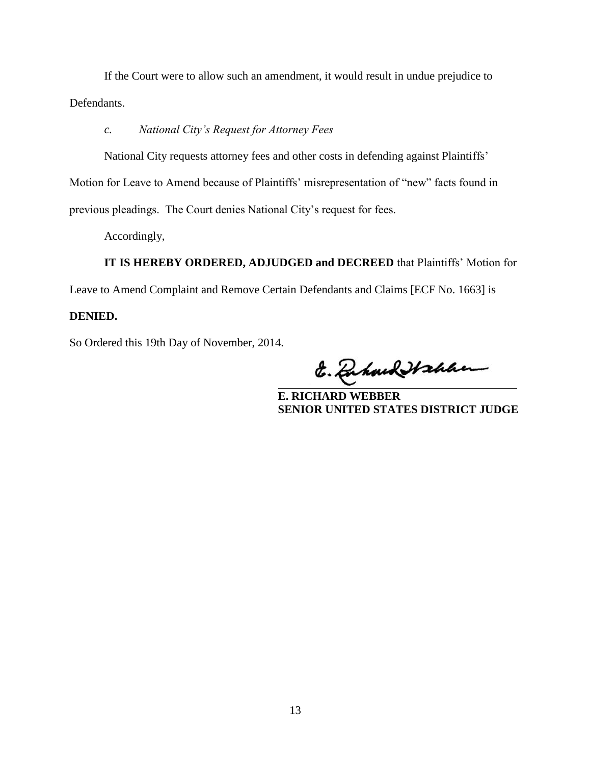If the Court were to allow such an amendment, it would result in undue prejudice to Defendants.

*c. National City's Request for Attorney Fees*

National City requests attorney fees and other costs in defending against Plaintiffs' Motion for Leave to Amend because of Plaintiffs' misrepresentation of "new" facts found in previous pleadings. The Court denies National City's request for fees.

Accordingly,

**IT IS HEREBY ORDERED, ADJUDGED and DECREED** that Plaintiffs' Motion for Leave to Amend Complaint and Remove Certain Defendants and Claims [ECF No. 1663] is **DENIED.**

So Ordered this 19th Day of November, 2014.

**E. RICHARD WEBBER**
**SENIOR UNITED STATES DISTRICT JUDGE**